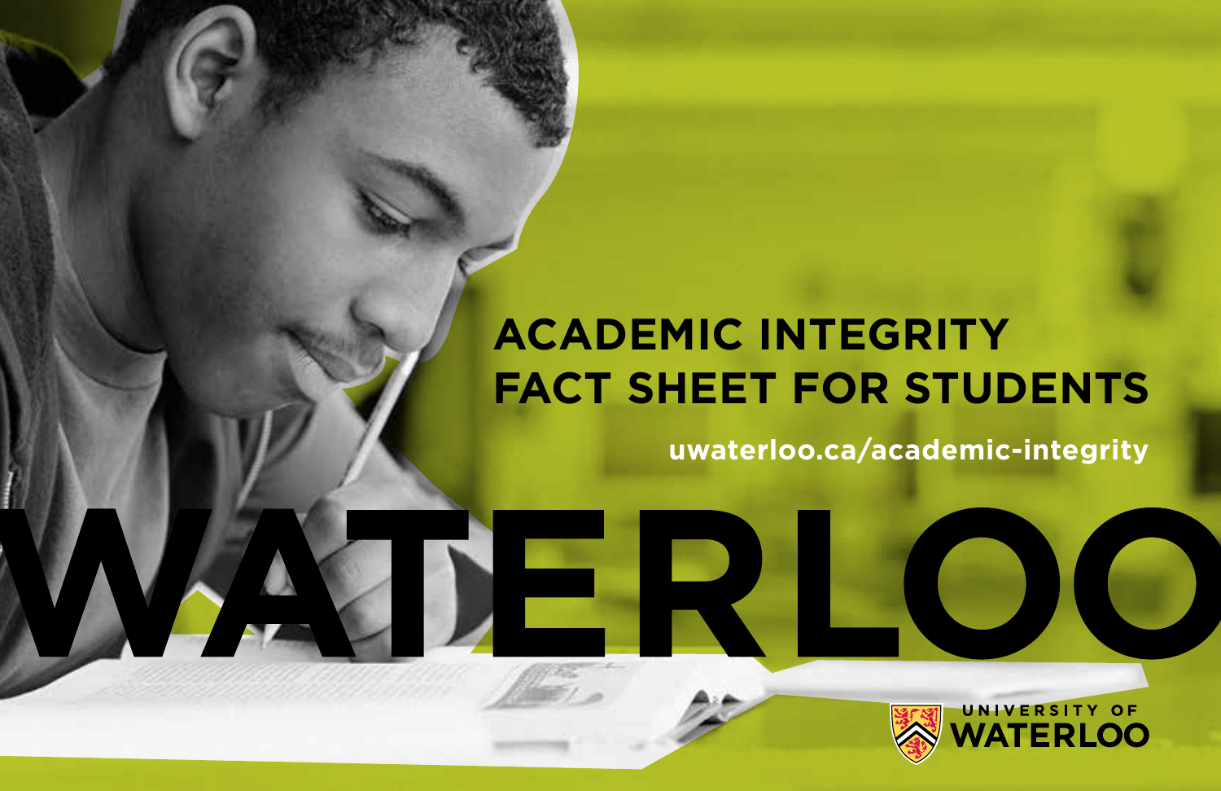# ACADEMIC INTEGRITY FACT SHEET FOR STUDENTS

uwaterloo.ca/academic-integrity

WATERLOO

UNIVERSITY OF WATERLOO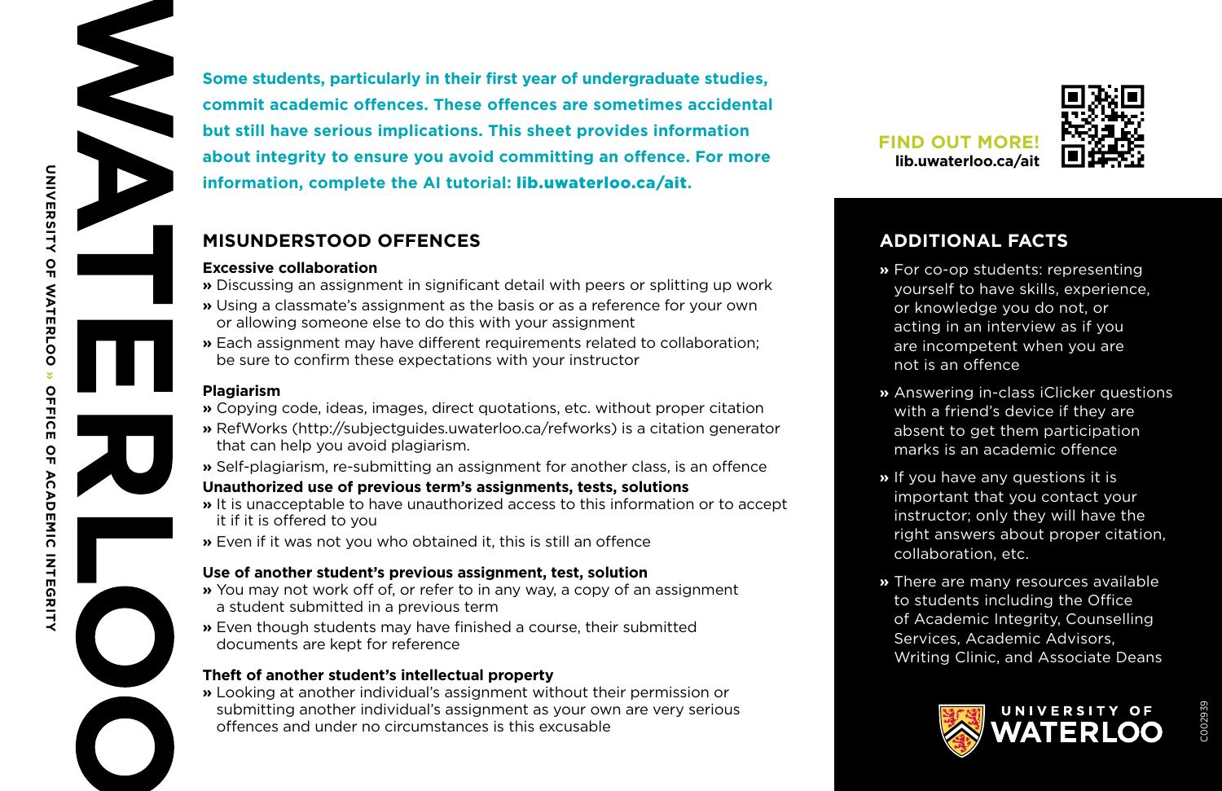**Some students, particularly in their first year of undergraduate studies, commit academic offences. These offences are sometimes accidental but still have serious implications. This sheet provides information about integrity to ensure you avoid committing an offence. For more information, complete the AI tutorial: lib.uwaterloo.ca/ait.**

## MISUNDERSTOOD OFFENCES

### Excessive collaboration

- Discussing an assignment in significant detail with peers or splitting up work
- Using a classmate's assignment as the basis or as a reference for your own or allowing someone else to do this with your assignment
- Each assignment may have different requirements related to collaboration; be sure to confirm these expectations with your instructor

### Plagiarism

- Copying code, ideas, images, direct quotations, etc. without proper citation
- RefWorks (http://subjectguides.uwaterloo.ca/refworks) is a citation generator that can help you avoid plagiarism.
- Self-plagiarism, re-submitting an assignment for another class, is an offence

### Unauthorized use of previous term's assignments, tests, solutions

- It is unacceptable to have unauthorized access to this information or to accept it if it is offered to you
- Even if it was not you who obtained it, this is still an offence

### Use of another student's previous assignment, test, solution

- You may not work off of, or refer to in any way, a copy of an assignment a student submitted in a previous term
- Even though students may have finished a course, their submitted documents are kept for reference

### Theft of another student's intellectual property

- Looking at another individual's assignment without their permission or submitting another individual's assignment as your own are very serious offences and under no circumstances is this excusable

**FIND OUT MORE!**
**lib.uwaterloo.ca/ait**

## ADDITIONAL FACTS

- For co-op students: representing yourself to have skills, experience, or knowledge you do not, or acting in an interview as if you are incompetent when you are not is an offence
- Answering in-class iClicker questions with a friend's device if they are absent to get them participation marks is an academic offence
- If you have any questions it is important that you contact your instructor; only they will have the right answers about proper citation, collaboration, etc.
- There are many resources available to students including the Office of Academic Integrity, Counselling Services, Academic Advisors, Writing Clinic, and Associate Deans

UNIVERSITY OF WATERLOO » OFFICE OF ACADEMIC INTEGRITY

C002939